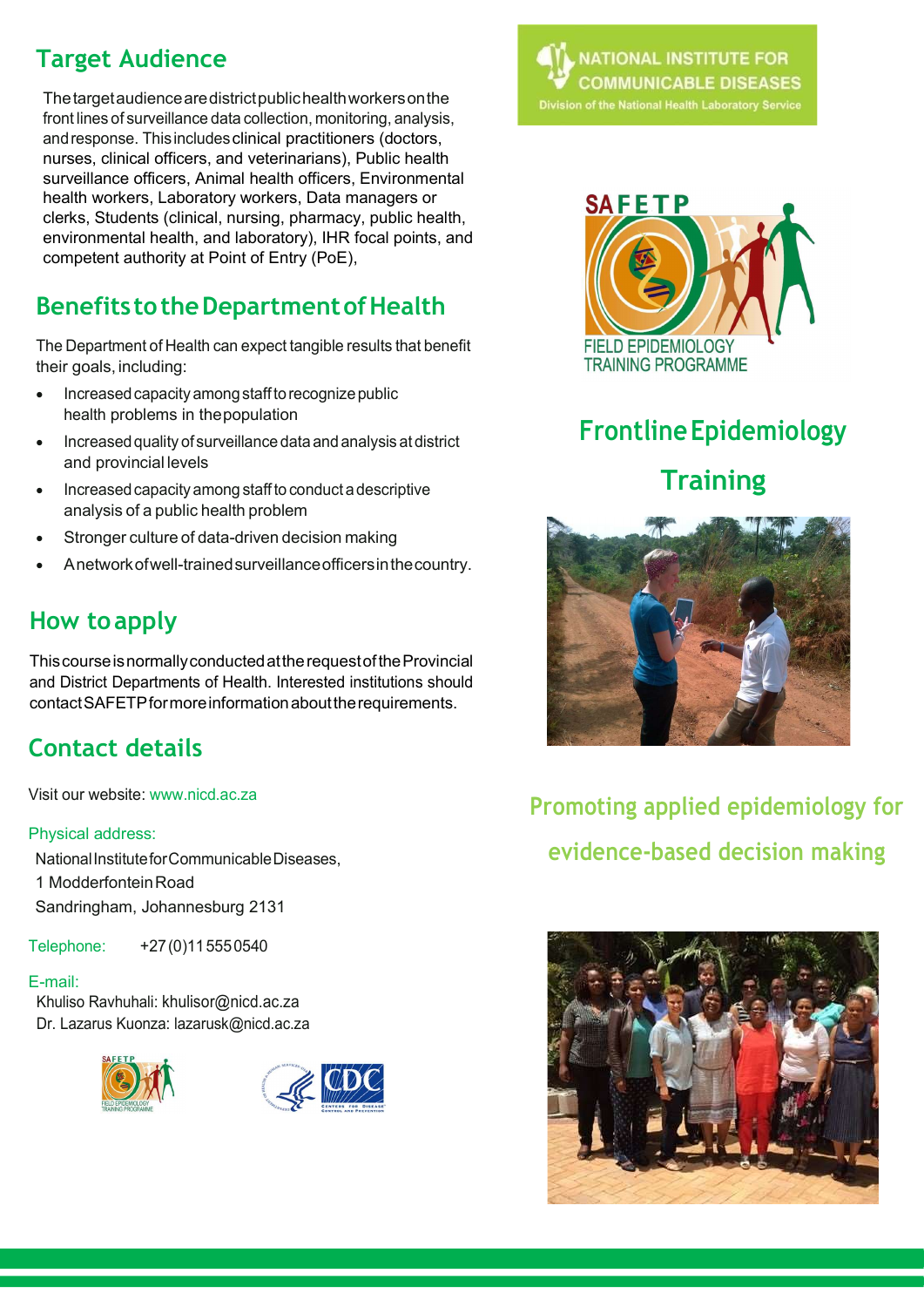## Target Audience

The target audience are district public health workers on the front lines of surveillance data collection, monitoring, analysis, and response. This includes clinical practitioners (doctors, nurses, clinical officers, and veterinarians), Public health surveillance officers, Animal health officers, Environmental health workers, Laboratory workers, Data managers or clerks, Students (clinical, nursing, pharmacy, public health, environmental health, and laboratory), IHR focal points, and competent authority at Point of Entry (PoE),

## Benefits to the Department of Health

The Department of Health can expect tangible results that benefit their goals, including:

- Increased capacity among staff to recognize public health problems in the population
- Increased quality of surveillance data and analysis at district and provincial levels
- Increased capacity among staff to conduct a descriptive analysis of a public health problem
- Stronger culture of data-driven decision making
- A network of well-trained surveillance officers in the country.

## How to apply

This course is normally conducted at the request of the Provincial and District Departments of Health. Interested institutions should contact SAFETP for more information about the requirements.

## Contact details

Visit our website: www.nicd.ac.za

Physical address:
National Institute for Communicable Diseases,
1 Modderfontein Road
Sandringham, Johannesburg 2131

Telephone: +27 (0)11 555 0540

E-mail:
Khuliso Ravhuhali: khulisor@nicd.ac.za
Dr. Lazarus Kuonza: lazarusk@nicd.ac.za

NATIONAL INSTITUTE FOR COMMUNICABLE DISEASES
Division of the National Health Laboratory Service

SAFETP
FIELD EPIDEMIOLOGY TRAINING PROGRAMME

# Frontline Epidemiology Training

## Promoting applied epidemiology for evidence-based decision making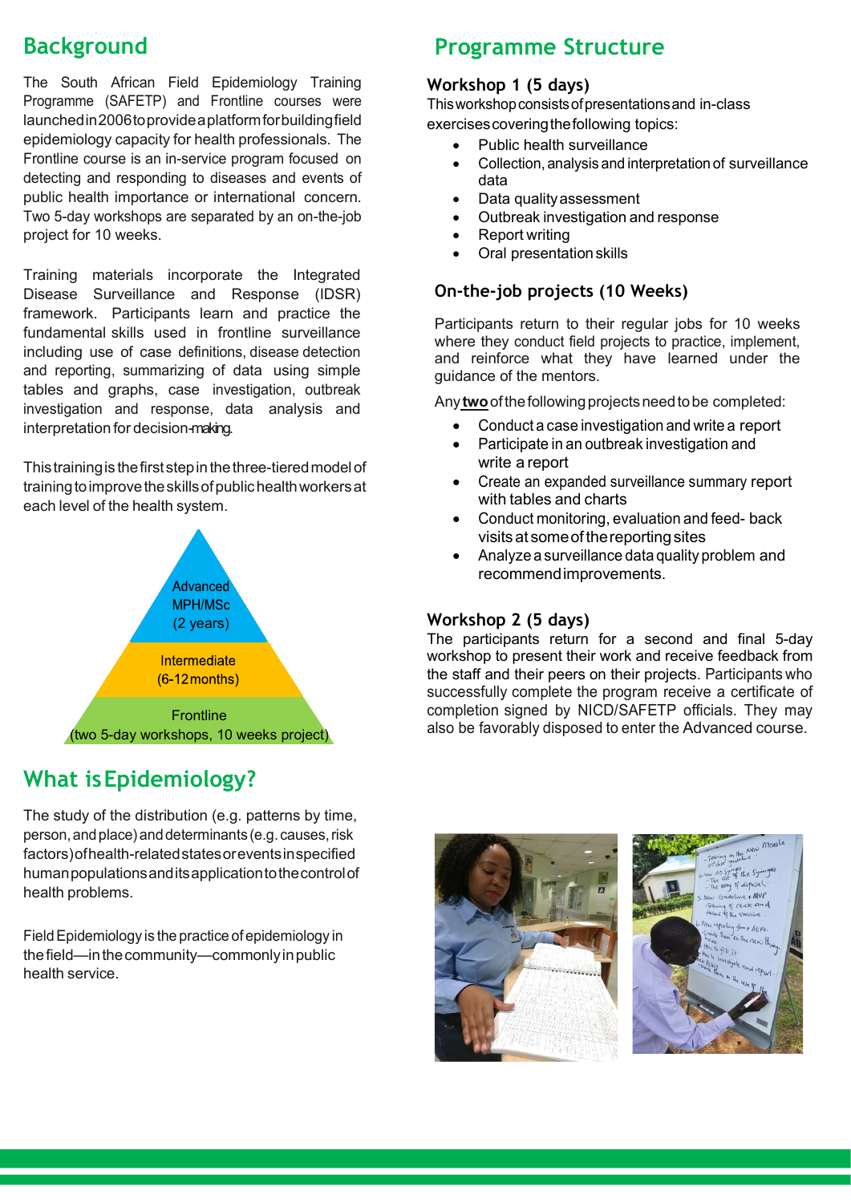## Background

The South African Field Epidemiology Training Programme (SAFETP) and Frontline courses were launched in 2006 to provide a platform for building field epidemiology capacity for health professionals. The Frontline course is an in-service program focused on detecting and responding to diseases and events of public health importance or international concern. Two 5-day workshops are separated by an on-the-job project for 10 weeks.

Training materials incorporate the Integrated Disease Surveillance and Response (IDSR) framework. Participants learn and practice the fundamental skills used in frontline surveillance including use of case definitions, disease detection and reporting, summarizing of data using simple tables and graphs, case investigation, outbreak investigation and response, data analysis and interpretation for decision-making.

This training is the first step in the three-tiered model of training to improve the skills of public health workers at each level of the health system.

Advanced
MPH/MSc
(2 years)

Intermediate
(6-12 months)

Frontline
(two 5-day workshops, 10 weeks project)

## What is Epidemiology?

The study of the distribution (e.g. patterns by time, person, and place) and determinants (e.g. causes, risk factors) of health-related states or events in specified human populations and its application to the control of health problems.

Field Epidemiology is the practice of epidemiology in the field—in the community—commonly in public health service.

## Programme Structure

### Workshop 1 (5 days)

This workshop consists of presentations and in-class exercises covering the following topics:

- Public health surveillance
- Collection, analysis and interpretation of surveillance data
- Data quality assessment
- Outbreak investigation and response
- Report writing
- Oral presentation skills

### On-the-job projects (10 Weeks)

Participants return to their regular jobs for 10 weeks where they conduct field projects to practice, implement, and reinforce what they have learned under the guidance of the mentors.

Any **two** of the following projects need to be completed:

- Conduct a case investigation and write a report
- Participate in an outbreak investigation and write a report
- Create an expanded surveillance summary report with tables and charts
- Conduct monitoring, evaluation and feed- back visits at some of the reporting sites
- Analyze a surveillance data quality problem and recommend improvements.

### Workshop 2 (5 days)

The participants return for a second and final 5-day workshop to present their work and receive feedback from the staff and their peers on their projects. Participants who successfully complete the program receive a certificate of completion signed by NICD/SAFETP officials. They may also be favorably disposed to enter the Advanced course.